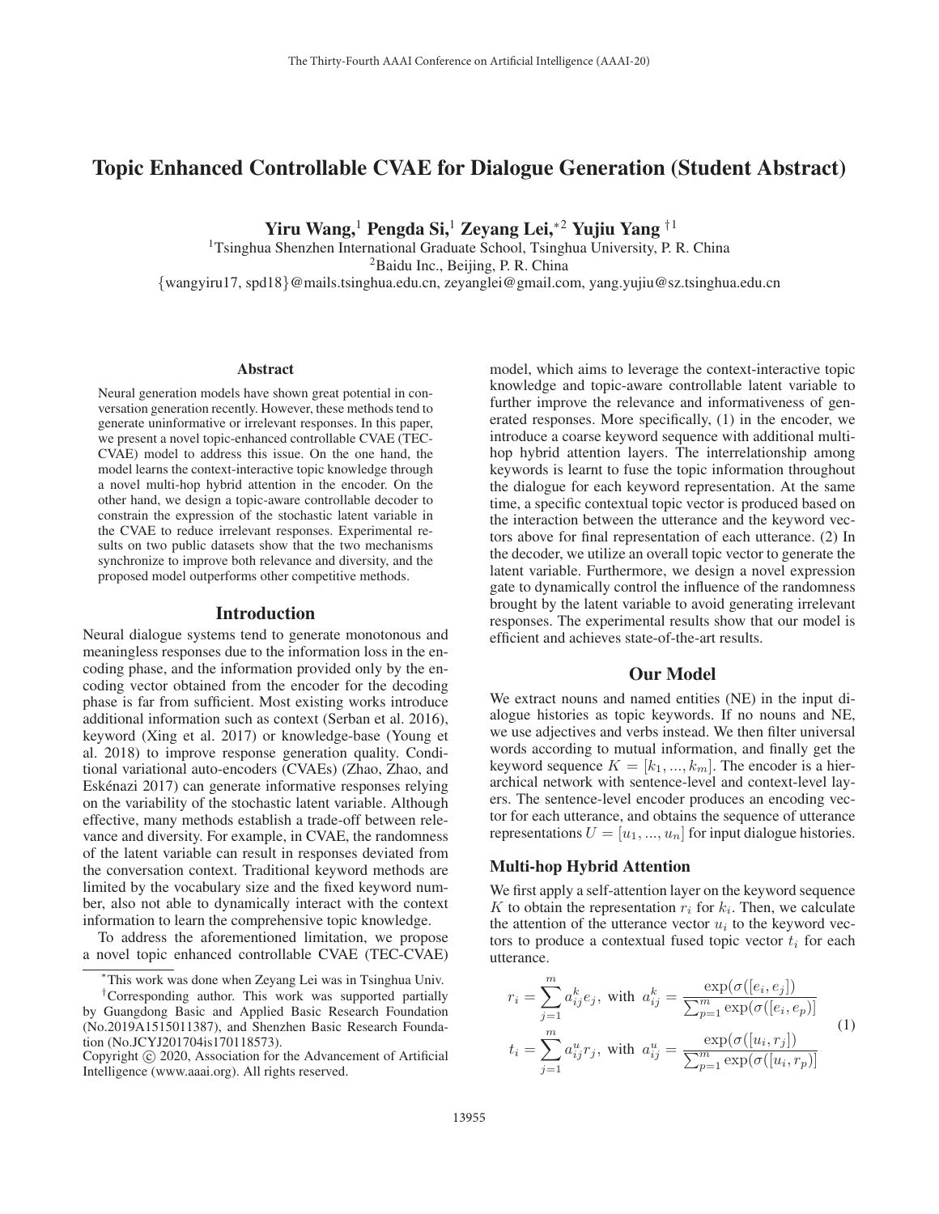# Topic Enhanced Controllable CVAE for Dialogue Generation (Student Abstract)

**Yiru Wang,[1] Pengda Si,[1] Zeyang Lei,[*2] Yujiu Yang [†1]**

[1]Tsinghua Shenzhen International Graduate School, Tsinghua University, P. R. China
[2]Baidu Inc., Beijing, P. R. China
{wangyiru17, spd18}@mails.tsinghua.edu.cn, zeyanglei@gmail.com, yang.yujiu@sz.tsinghua.edu.cn

## Abstract

Neural generation models have shown great potential in conversation generation recently. However, these methods tend to generate uninformative or irrelevant responses. In this paper, we present a novel topic-enhanced controllable CVAE (TEC-CVAE) model to address this issue. On the one hand, the model learns the context-interactive topic knowledge through a novel multi-hop hybrid attention in the encoder. On the other hand, we design a topic-aware controllable decoder to constrain the expression of the stochastic latent variable in the CVAE to reduce irrelevant responses. Experimental results on two public datasets show that the two mechanisms synchronize to improve both relevance and diversity, and the proposed model outperforms other competitive methods.

## Introduction

Neural dialogue systems tend to generate monotonous and meaningless responses due to the information loss in the encoding phase, and the information provided only by the encoding vector obtained from the encoder for the decoding phase is far from sufficient. Most existing works introduce additional information such as context (Serban et al. 2016), keyword (Xing et al. 2017) or knowledge-base (Young et al. 2018) to improve response generation quality. Conditional variational auto-encoders (CVAEs) (Zhao, Zhao, and Eskénazi 2017) can generate informative responses relying on the variability of the stochastic latent variable. Although effective, many methods establish a trade-off between relevance and diversity. For example, in CVAE, the randomness of the latent variable can result in responses deviated from the conversation context. Traditional keyword methods are limited by the vocabulary size and the fixed keyword number, also not able to dynamically interact with the context information to learn the comprehensive topic knowledge.

To address the aforementioned limitation, we propose a novel topic enhanced controllable CVAE (TEC-CVAE) model, which aims to leverage the context-interactive topic knowledge and topic-aware controllable latent variable to further improve the relevance and informativeness of generated responses. More specifically, (1) in the encoder, we introduce a coarse keyword sequence with additional multi-hop hybrid attention layers. The interrelationship among keywords is learnt to fuse the topic information throughout the dialogue for each keyword representation. At the same time, a specific contextual topic vector is produced based on the interaction between the utterance and the keyword vectors above for final representation of each utterance. (2) In the decoder, we utilize an overall topic vector to generate the latent variable. Furthermore, we design a novel expression gate to dynamically control the influence of the randomness brought by the latent variable to avoid generating irrelevant responses. The experimental results show that our model is efficient and achieves state-of-the-art results.

## Our Model

We extract nouns and named entities (NE) in the input dialogue histories as topic keywords. If no nouns and NE, we use adjectives and verbs instead. We then filter universal words according to mutual information, and finally get the keyword sequence $K = [k_1, ..., k_m]$. The encoder is a hierarchical network with sentence-level and context-level layers. The sentence-level encoder produces an encoding vector for each utterance, and obtains the sequence of utterance representations $U = [u_1, ..., u_n]$ for input dialogue histories.

### Multi-hop Hybrid Attention

We first apply a self-attention layer on the keyword sequence $K$ to obtain the representation $r_i$ for $k_i$. Then, we calculate the attention of the utterance vector $u_i$ to the keyword vectors to produce a contextual fused topic vector $t_i$ for each utterance.

$$
\begin{aligned}
r_i &= \sum_{j=1}^{m} a_{ij}^{k} e_j, \text{ with } a_{ij}^{k} = \frac{\exp(\sigma([e_i, e_j])}{\sum_{p=1}^{m} \exp(\sigma([e_i, e_p])} \\
t_i &= \sum_{j=1}^{m} a_{ij}^{u} r_j, \text{ with } a_{ij}^{u} = \frac{\exp(\sigma([u_i, r_j])}{\sum_{p=1}^{m} \exp(\sigma([u_i, r_p])}
\end{aligned}
\tag{1}
$$

[*]This work was done when Zeyang Lei was in Tsinghua Univ.
[†]Corresponding author. This work was supported partially by Guangdong Basic and Applied Basic Research Foundation (No.2019A1515011387), and Shenzhen Basic Research Foundation (No.JCYJ201704is170118573).
Copyright © 2020, Association for the Advancement of Artificial Intelligence (www.aaai.org). All rights reserved.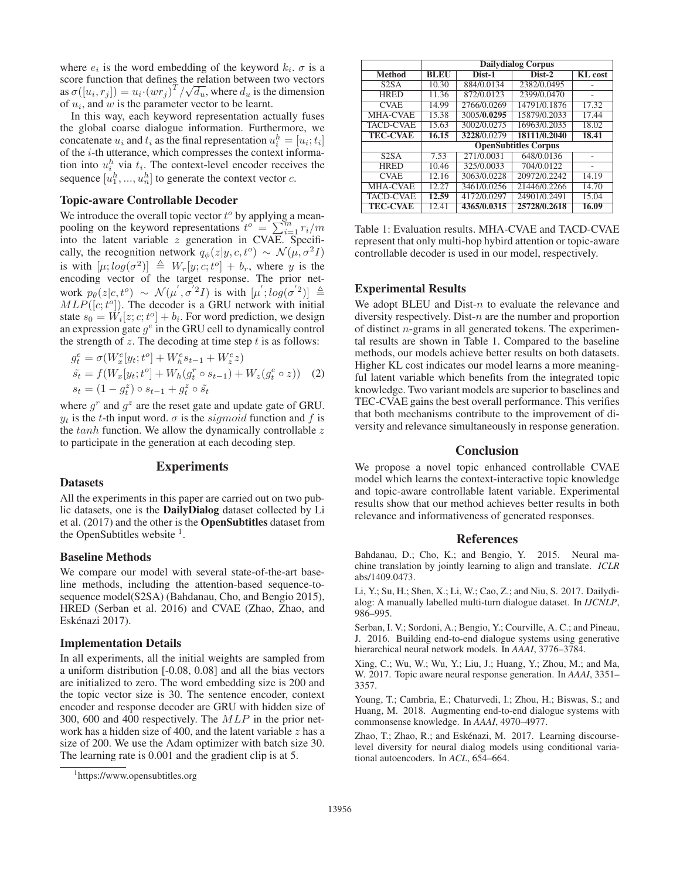where $e_i$ is the word embedding of the keyword $k_i$. $\sigma$ is a score function that defines the relation between two vectors as $\sigma([u_i, r_j]) = u_i \cdot (w r_j)^T / \sqrt{d_u}$, where $d_u$ is the dimension of $u_i$, and $w$ is the parameter vector to be learnt.

In this way, each keyword representation actually fuses the global coarse dialogue information. Furthermore, we concatenate $u_i$ and $t_i$ as the final representation $u_i^h = [u_i; t_i]$ of the $i$-th utterance, which compresses the context information into $u_i^h$ via $t_i$. The context-level encoder receives the sequence $[u_1^h, ..., u_n^h]$ to generate the context vector $c$.

### Topic-aware Controllable Decoder

We introduce the overall topic vector $t^o$ by applying a mean-pooling on the keyword representations $t^o = \sum_{i=1}^{m} r_i/m$ into the latent variable $z$ generation in CVAE. Specifically, the recognition network $q_\phi(z|y, c, t^o) \sim \mathcal{N}(\mu, \sigma^2 I)$ is with $[\mu; log(\sigma^2)] \triangleq W_r[y; c; t^o] + b_r$, where $y$ is the encoding vector of the target response. The prior network $p_\theta(z|c, t^o) \sim \mathcal{N}(\mu', \sigma'^2 I)$ is with $[\mu'; log(\sigma'^2)] \triangleq MLP([c; t^o])$. The decoder is a GRU network with initial state $s_0 = W_i[z; c; t^o] + b_i$. For word prediction, we design an expression gate $g^e$ in the GRU cell to dynamically control the strength of $z$. The decoding at time step $t$ is as follows:

$$
\begin{aligned}
g_t^e &= \sigma(W_x^e[y_t; t^o] + W_h^e s_{t-1} + W_z^e z) \\
\tilde{s_t} &= f(W_x[y_t; t^o] + W_h(g_t^r \circ s_{t-1}) + W_z(g_t^e \circ z)) \quad (2) \\
s_t &= (1 - g_t^z) \circ s_{t-1} + g_t^z \circ \tilde{s_t}
\end{aligned}
$$

where $g^r$ and $g^z$ are the reset gate and update gate of GRU. $y_t$ is the $t$-th input word. $\sigma$ is the $sigmoid$ function and $f$ is the $tanh$ function. We allow the dynamically controllable $z$ to participate in the generation at each decoding step.

## Experiments

### Datasets

All the experiments in this paper are carried out on two public datasets, one is the **DailyDialog** dataset collected by Li et al. (2017) and the other is the **OpenSubtitles** dataset from the OpenSubtitles website [1].

### Baseline Methods

We compare our model with several state-of-the-art baseline methods, including the attention-based sequence-to-sequence model(S2SA) (Bahdanau, Cho, and Bengio 2015), HRED (Serban et al. 2016) and CVAE (Zhao, Zhao, and Eskénazi 2017).

### Implementation Details

In all experiments, all the initial weights are sampled from a uniform distribution [-0.08, 0.08] and all the bias vectors are initialized to zero. The word embedding size is 200 and the topic vector size is 30. The sentence encoder, context encoder and response decoder are GRU with hidden size of 300, 600 and 400 respectively. The $MLP$ in the prior network has a hidden size of 400, and the latent variable $z$ has a size of 200. We use the Adam optimizer with batch size 30. The learning rate is 0.001 and the gradient clip is at 5.

[1] https://www.opensubtitles.org

| | Dailydialog Corpus | | | |
|---|---|---|---|---|
| **Method** | **BLEU** | **Dist-1** | **Dist-2** | **KL cost** |
| S2SA | 10.30 | 884/0.0134 | 2382/0.0495 | - |
| HRED | 11.36 | 872/0.0123 | 2399/0.0470 | - |
| CVAE | 14.99 | 2766/0.0269 | 14791/0.1876 | 17.32 |
| MHA-CVAE | 15.38 | 3005/**0.0295** | 15879/0.2033 | 17.44 |
| TACD-CVAE | 15.63 | 3002/0.0275 | 16963/0.2035 | 18.02 |
| **TEC-CVAE** | **16.15** | **3228**/0.0279 | **18111/0.2040** | **18.41** |
| | **OpenSubtitles Corpus** | | | |
| S2SA | 7.53 | 271/0.0031 | 648/0.0136 | - |
| HRED | 10.46 | 325/0.0033 | 704/0.0122 | - |
| CVAE | 12.16 | 3063/0.0228 | 20972/0.2242 | 14.19 |
| MHA-CVAE | 12.27 | 3461/0.0256 | 21446/0.2266 | 14.70 |
| TACD-CVAE | **12.59** | 4172/0.0297 | 24901/0.2491 | 15.04 |
| **TEC-CVAE** | 12.41 | **4365/0.0315** | **25728/0.2618** | **16.09** |

Table 1: Evaluation results. MHA-CVAE and TACD-CVAE represent that only multi-hop hybird attention or topic-aware controllable decoder is used in our model, respectively.

### Experimental Results

We adopt BLEU and Dist-$n$ to evaluate the relevance and diversity respectively. Dist-$n$ are the number and proportion of distinct $n$-grams in all generated tokens. The experimental results are shown in Table 1. Compared to the baseline methods, our models achieve better results on both datasets. Higher KL cost indicates our model learns a more meaningful latent variable which benefits from the integrated topic knowledge. Two variant models are superior to baselines and TEC-CVAE gains the best overall performance. This verifies that both mechanisms contribute to the improvement of diversity and relevance simultaneously in response generation.

## Conclusion

We propose a novel topic enhanced controllable CVAE model which learns the context-interactive topic knowledge and topic-aware controllable latent variable. Experimental results show that our method achieves better results in both relevance and informativeness of generated responses.

## References

Bahdanau, D.; Cho, K.; and Bengio, Y. 2015. Neural machine translation by jointly learning to align and translate. *ICLR* abs/1409.0473.

Li, Y.; Su, H.; Shen, X.; Li, W.; Cao, Z.; and Niu, S. 2017. Dailydialog: A manually labelled multi-turn dialogue dataset. In *IJCNLP*, 986–995.

Serban, I. V.; Sordoni, A.; Bengio, Y.; Courville, A. C.; and Pineau, J. 2016. Building end-to-end dialogue systems using generative hierarchical neural network models. In *AAAI*, 3776–3784.

Xing, C.; Wu, W.; Wu, Y.; Liu, J.; Huang, Y.; Zhou, M.; and Ma, W. 2017. Topic aware neural response generation. In *AAAI*, 3351–3357.

Young, T.; Cambria, E.; Chaturvedi, I.; Zhou, H.; Biswas, S.; and Huang, M. 2018. Augmenting end-to-end dialogue systems with commonsense knowledge. In *AAAI*, 4970–4977.

Zhao, T.; Zhao, R.; and Eskénazi, M. 2017. Learning discourse-level diversity for neural dialog models using conditional variational autoencoders. In *ACL*, 654–664.